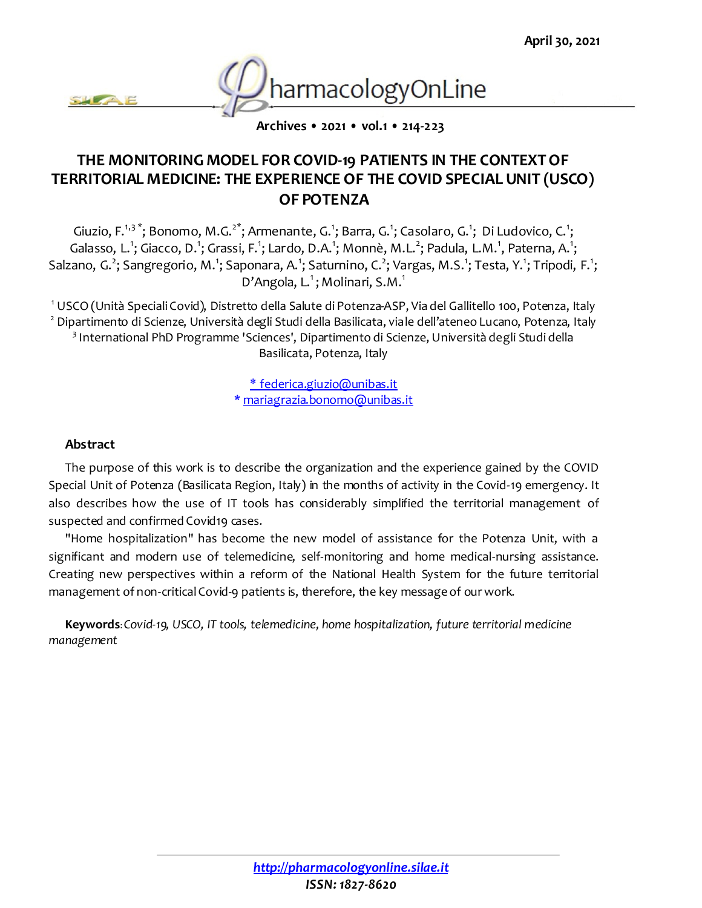April 30, 2021

# THE MONITORING MODEL FOR COVID-19 PATIENTS IN THE CONTEXT OF TERRITORIAL MEDICINE: THE EXPERIENCE OF THE COVID SPECIAL UNIT (USCO) OF POTENZA

Giuzio, F.[1,3]*; Bonomo, M.G.[2]*; Armenante, G.[1]; Barra, G.[1]; Casolaro, G.[1]; Di Ludovico, C.[1]; Galasso, L.[1]; Giacco, D.[1]; Grassi, F.[1]; Lardo, D.A.[1]; Monnè, M.L.[2]; Padula, L.M.[1], Paterna, A.[1]; Salzano, G.[2]; Sangregorio, M.[1]; Saponara, A.[1]; Saturnino, C.[2]; Vargas, M.S.[1]; Testa, Y.[1]; Tripodi, F.[1]; D'Angola, L.[1]; Molinari, S.M.[1]

[1] USCO (Unità Speciali Covid), Distretto della Salute di Potenza-ASP, Via del Gallitello 100, Potenza, Italy
[2] Dipartimento di Scienze, Università degli Studi della Basilicata, viale dell'ateneo Lucano, Potenza, Italy
[3] International PhD Programme 'Sciences', Dipartimento di Scienze, Università degli Studi della Basilicata, Potenza, Italy

* federica.giuzio@unibas.it
* mariagrazia.bonomo@unibas.it

## Abstract

The purpose of this work is to describe the organization and the experience gained by the COVID Special Unit of Potenza (Basilicata Region, Italy) in the months of activity in the Covid-19 emergency. It also describes how the use of IT tools has considerably simplified the territorial management of suspected and confirmed Covid19 cases.

"Home hospitalization" has become the new model of assistance for the Potenza Unit, with a significant and modern use of telemedicine, self-monitoring and home medical-nursing assistance. Creating new perspectives within a reform of the National Health System for the future territorial management of non-critical Covid-9 patients is, therefore, the key message of our work.

**Keywords**: *Covid-19, USCO, IT tools, telemedicine, home hospitalization, future territorial medicine management*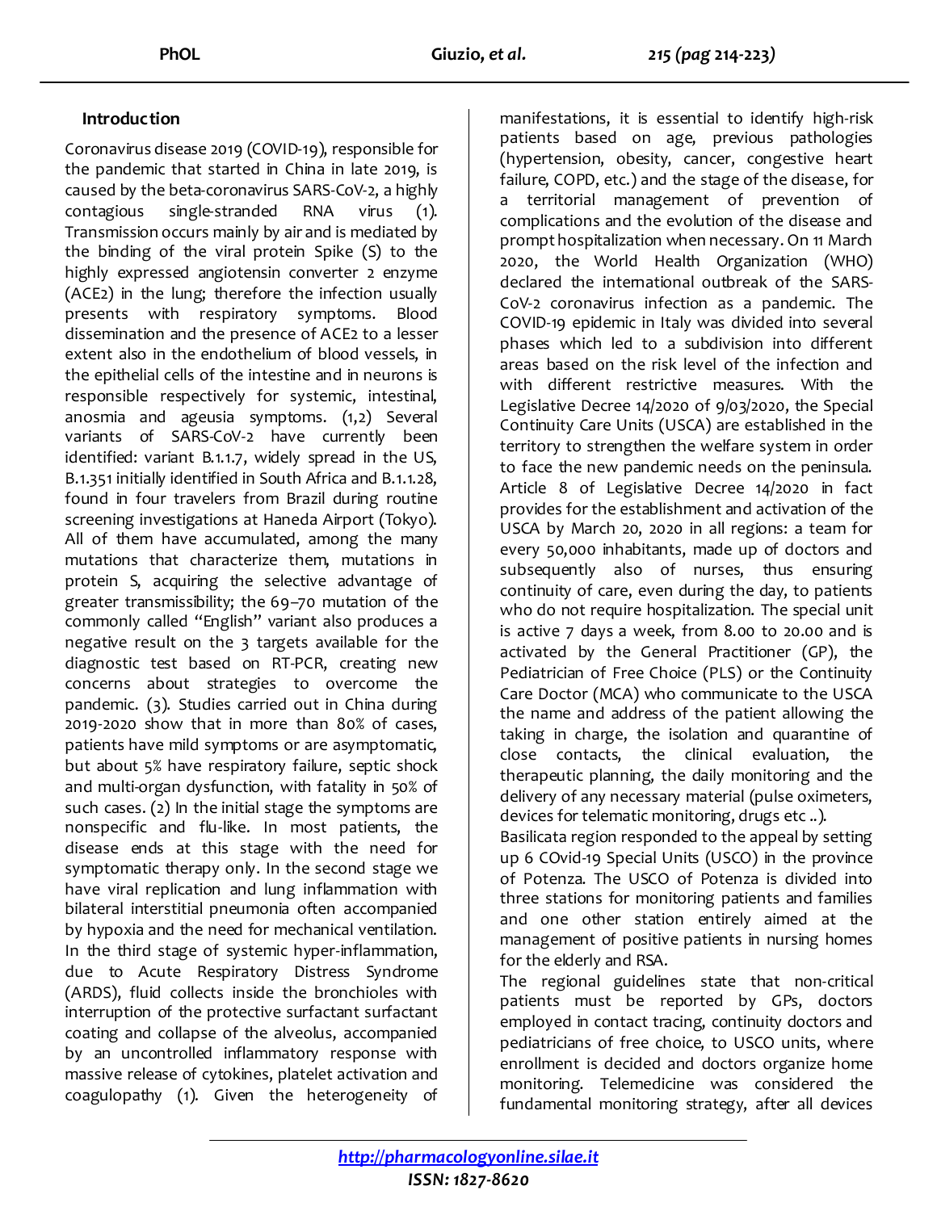## Introduction

Coronavirus disease 2019 (COVID-19), responsible for the pandemic that started in China in late 2019, is caused by the beta-coronavirus SARS-CoV-2, a highly contagious single-stranded RNA virus (1). Transmission occurs mainly by air and is mediated by the binding of the viral protein Spike (S) to the highly expressed angiotensin converter 2 enzyme (ACE2) in the lung; therefore the infection usually presents with respiratory symptoms. Blood dissemination and the presence of ACE2 to a lesser extent also in the endothelium of blood vessels, in the epithelial cells of the intestine and in neurons is responsible respectively for systemic, intestinal, anosmia and ageusia symptoms. (1,2) Several variants of SARS-CoV-2 have currently been identified: variant B.1.1.7, widely spread in the US, B.1.351 initially identified in South Africa and B.1.1.28, found in four travelers from Brazil during routine screening investigations at Haneda Airport (Tokyo). All of them have accumulated, among the many mutations that characterize them, mutations in protein S, acquiring the selective advantage of greater transmissibility; the 69–70 mutation of the commonly called "English" variant also produces a negative result on the 3 targets available for the diagnostic test based on RT-PCR, creating new concerns about strategies to overcome the pandemic. (3). Studies carried out in China during 2019-2020 show that in more than 80% of cases, patients have mild symptoms or are asymptomatic, but about 5% have respiratory failure, septic shock and multi-organ dysfunction, with fatality in 50% of such cases. (2) In the initial stage the symptoms are nonspecific and flu-like. In most patients, the disease ends at this stage with the need for symptomatic therapy only. In the second stage we have viral replication and lung inflammation with bilateral interstitial pneumonia often accompanied by hypoxia and the need for mechanical ventilation. In the third stage of systemic hyper-inflammation, due to Acute Respiratory Distress Syndrome (ARDS), fluid collects inside the bronchioles with interruption of the protective surfactant surfactant coating and collapse of the alveolus, accompanied by an uncontrolled inflammatory response with massive release of cytokines, platelet activation and coagulopathy (1). Given the heterogeneity of manifestations, it is essential to identify high-risk patients based on age, previous pathologies (hypertension, obesity, cancer, congestive heart failure, COPD, etc.) and the stage of the disease, for a territorial management of prevention of complications and the evolution of the disease and prompt hospitalization when necessary. On 11 March 2020, the World Health Organization (WHO) declared the international outbreak of the SARS-CoV-2 coronavirus infection as a pandemic. The COVID-19 epidemic in Italy was divided into several phases which led to a subdivision into different areas based on the risk level of the infection and with different restrictive measures. With the Legislative Decree 14/2020 of 9/03/2020, the Special Continuity Care Units (USCA) are established in the territory to strengthen the welfare system in order to face the new pandemic needs on the peninsula. Article 8 of Legislative Decree 14/2020 in fact provides for the establishment and activation of the USCA by March 20, 2020 in all regions: a team for every 50,000 inhabitants, made up of doctors and subsequently also of nurses, thus ensuring continuity of care, even during the day, to patients who do not require hospitalization. The special unit is active 7 days a week, from 8.00 to 20.00 and is activated by the General Practitioner (GP), the Pediatrician of Free Choice (PLS) or the Continuity Care Doctor (MCA) who communicate to the USCA the name and address of the patient allowing the taking in charge, the isolation and quarantine of close contacts, the clinical evaluation, the therapeutic planning, the daily monitoring and the delivery of any necessary material (pulse oximeters, devices for telematic monitoring, drugs etc ..).

Basilicata region responded to the appeal by setting up 6 COvid-19 Special Units (USCO) in the province of Potenza. The USCO of Potenza is divided into three stations for monitoring patients and families and one other station entirely aimed at the management of positive patients in nursing homes for the elderly and RSA.

The regional guidelines state that non-critical patients must be reported by GPs, doctors employed in contact tracing, continuity doctors and pediatricians of free choice, to USCO units, where enrollment is decided and doctors organize home monitoring. Telemedicine was considered the fundamental monitoring strategy, after all devices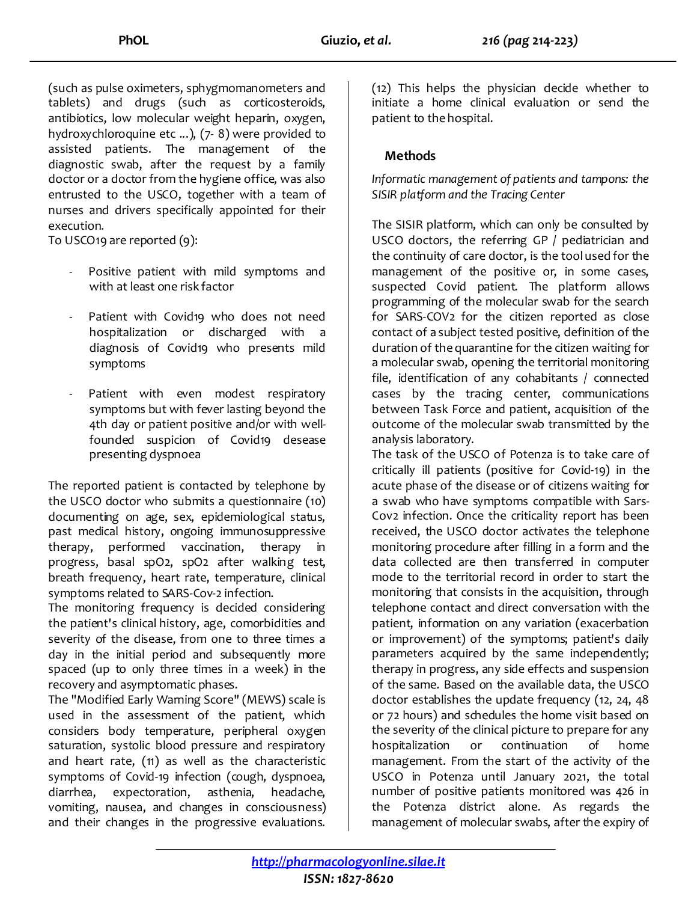(such as pulse oximeters, sphygmomanometers and tablets) and drugs (such as corticosteroids, antibiotics, low molecular weight heparin, oxygen, hydroxychloroquine etc ...), (7- 8) were provided to assisted patients. The management of the diagnostic swab, after the request by a family doctor or a doctor from the hygiene office, was also entrusted to the USCO, together with a team of nurses and drivers specifically appointed for their execution.

To USCO19 are reported (9):

- Positive patient with mild symptoms and with at least one risk factor
- Patient with Covid19 who does not need hospitalization or discharged with a diagnosis of Covid19 who presents mild symptoms
- Patient with even modest respiratory symptoms but with fever lasting beyond the 4th day or patient positive and/or with well-founded suspicion of Covid19 desease presenting dyspnoea

The reported patient is contacted by telephone by the USCO doctor who submits a questionnaire (10) documenting on age, sex, epidemiological status, past medical history, ongoing immunosuppressive therapy, performed vaccination, therapy in progress, basal spO2, spO2 after walking test, breath frequency, heart rate, temperature, clinical symptoms related to SARS-Cov-2 infection.

The monitoring frequency is decided considering the patient's clinical history, age, comorbidities and severity of the disease, from one to three times a day in the initial period and subsequently more spaced (up to only three times in a week) in the recovery and asymptomatic phases.

The "Modified Early Warning Score" (MEWS) scale is used in the assessment of the patient, which considers body temperature, peripheral oxygen saturation, systolic blood pressure and respiratory and heart rate, (11) as well as the characteristic symptoms of Covid-19 infection (cough, dyspnoea, diarrhea, expectoration, asthenia, headache, vomiting, nausea, and changes in consciousness) and their changes in the progressive evaluations. (12) This helps the physician decide whether to initiate a home clinical evaluation or send the patient to the hospital.

## Methods

*Informatic management of patients and tampons: the SISIR platform and the Tracing Center*

The SISIR platform, which can only be consulted by USCO doctors, the referring GP / pediatrician and the continuity of care doctor, is the tool used for the management of the positive or, in some cases, suspected Covid patient. The platform allows programming of the molecular swab for the search for SARS-COV2 for the citizen reported as close contact of a subject tested positive, definition of the duration of the quarantine for the citizen waiting for a molecular swab, opening the territorial monitoring file, identification of any cohabitants / connected cases by the tracing center, communications between Task Force and patient, acquisition of the outcome of the molecular swab transmitted by the analysis laboratory.

The task of the USCO of Potenza is to take care of critically ill patients (positive for Covid-19) in the acute phase of the disease or of citizens waiting for a swab who have symptoms compatible with Sars-Cov2 infection. Once the criticality report has been received, the USCO doctor activates the telephone monitoring procedure after filling in a form and the data collected are then transferred in computer mode to the territorial record in order to start the monitoring that consists in the acquisition, through telephone contact and direct conversation with the patient, information on any variation (exacerbation or improvement) of the symptoms; patient's daily parameters acquired by the same independently; therapy in progress, any side effects and suspension of the same. Based on the available data, the USCO doctor establishes the update frequency (12, 24, 48 or 72 hours) and schedules the home visit based on the severity of the clinical picture to prepare for any hospitalization or continuation of home management. From the start of the activity of the USCO in Potenza until January 2021, the total number of positive patients monitored was 426 in the Potenza district alone. As regards the management of molecular swabs, after the expiry of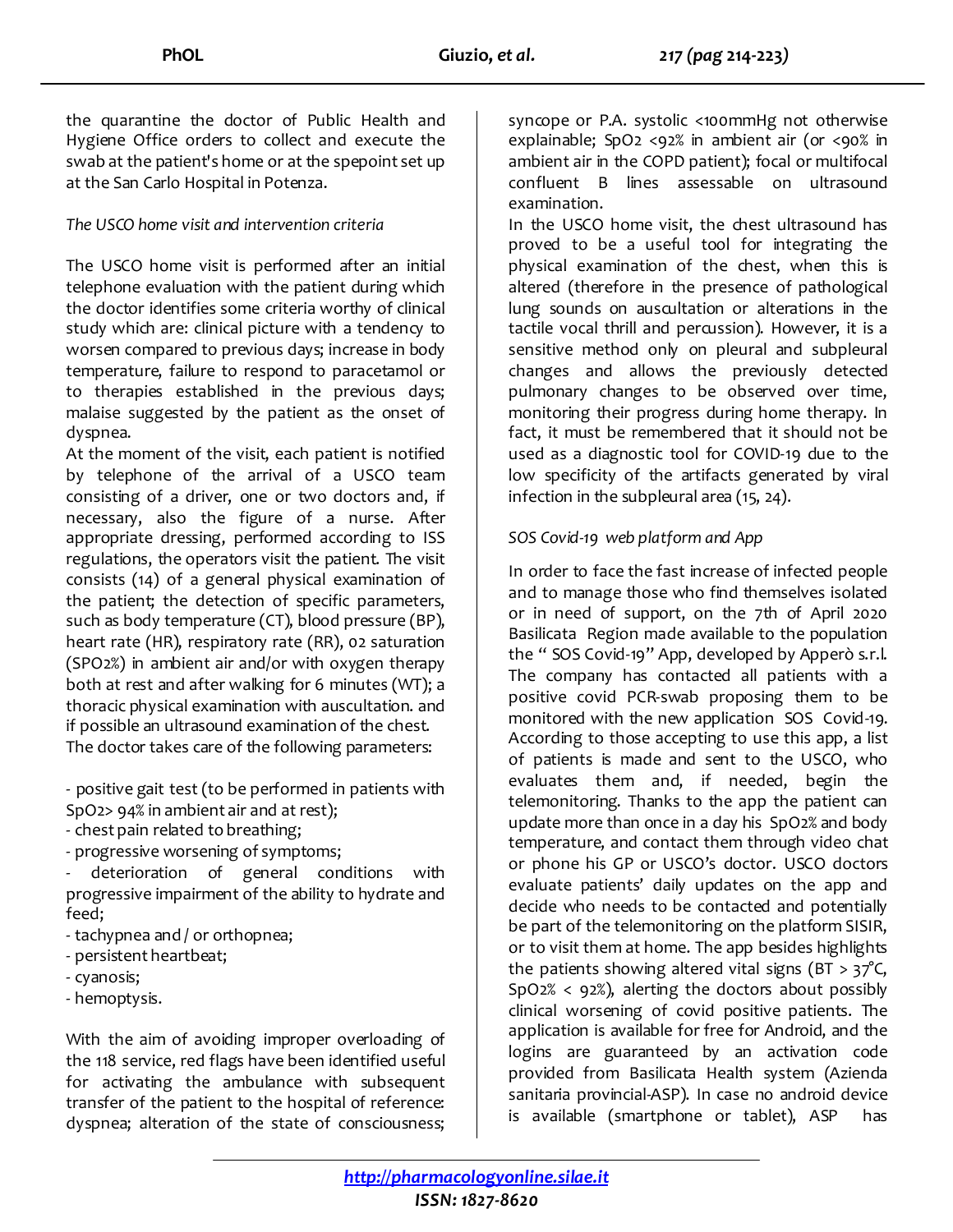the quarantine the doctor of Public Health and Hygiene Office orders to collect and execute the swab at the patient's home or at the spepoint set up at the San Carlo Hospital in Potenza.

*The USCO home visit and intervention criteria*

The USCO home visit is performed after an initial telephone evaluation with the patient during which the doctor identifies some criteria worthy of clinical study which are: clinical picture with a tendency to worsen compared to previous days; increase in body temperature, failure to respond to paracetamol or to therapies established in the previous days; malaise suggested by the patient as the onset of dyspnea.

At the moment of the visit, each patient is notified by telephone of the arrival of a USCO team consisting of a driver, one or two doctors and, if necessary, also the figure of a nurse. After appropriate dressing, performed according to ISS regulations, the operators visit the patient. The visit consists (14) of a general physical examination of the patient; the detection of specific parameters, such as body temperature (CT), blood pressure (BP), heart rate (HR), respiratory rate (RR), 02 saturation (SPO2%) in ambient air and/or with oxygen therapy both at rest and after walking for 6 minutes (WT); a thoracic physical examination with auscultation. and if possible an ultrasound examination of the chest.

The doctor takes care of the following parameters:

- positive gait test (to be performed in patients with SpO2> 94% in ambient air and at rest);
- chest pain related to breathing;
- progressive worsening of symptoms;
- deterioration of general conditions with progressive impairment of the ability to hydrate and feed;
- tachypnea and / or orthopnea;
- persistent heartbeat;
- cyanosis;
- hemoptysis.

With the aim of avoiding improper overloading of the 118 service, red flags have been identified useful for activating the ambulance with subsequent transfer of the patient to the hospital of reference: dyspnea; alteration of the state of consciousness; syncope or P.A. systolic <100mmHg not otherwise explainable; SpO2 <92% in ambient air (or <90% in ambient air in the COPD patient); focal or multifocal confluent B lines assessable on ultrasound examination.

In the USCO home visit, the chest ultrasound has proved to be a useful tool for integrating the physical examination of the chest, when this is altered (therefore in the presence of pathological lung sounds on auscultation or alterations in the tactile vocal thrill and percussion). However, it is a sensitive method only on pleural and subpleural changes and allows the previously detected pulmonary changes to be observed over time, monitoring their progress during home therapy. In fact, it must be remembered that it should not be used as a diagnostic tool for COVID-19 due to the low specificity of the artifacts generated by viral infection in the subpleural area (15, 24).

*SOS Covid-19 web platform and App*

In order to face the fast increase of infected people and to manage those who find themselves isolated or in need of support, on the 7th of April 2020 Basilicata Region made available to the population the " SOS Covid-19" App, developed by Apperò s.r.l. The company has contacted all patients with a positive covid PCR-swab proposing them to be monitored with the new application SOS Covid-19. According to those accepting to use this app, a list of patients is made and sent to the USCO, who evaluates them and, if needed, begin the telemonitoring. Thanks to the app the patient can update more than once in a day his SpO2% and body temperature, and contact them through video chat or phone his GP or USCO's doctor. USCO doctors evaluate patients' daily updates on the app and decide who needs to be contacted and potentially be part of the telemonitoring on the platform SISIR, or to visit them at home. The app besides highlights the patients showing altered vital signs (BT > 37°C, SpO2% < 92%), alerting the doctors about possibly clinical worsening of covid positive patients. The application is available for free for Android, and the logins are guaranteed by an activation code provided from Basilicata Health system (Azienda sanitaria provincial-ASP). In case no android device is available (smartphone or tablet), ASP has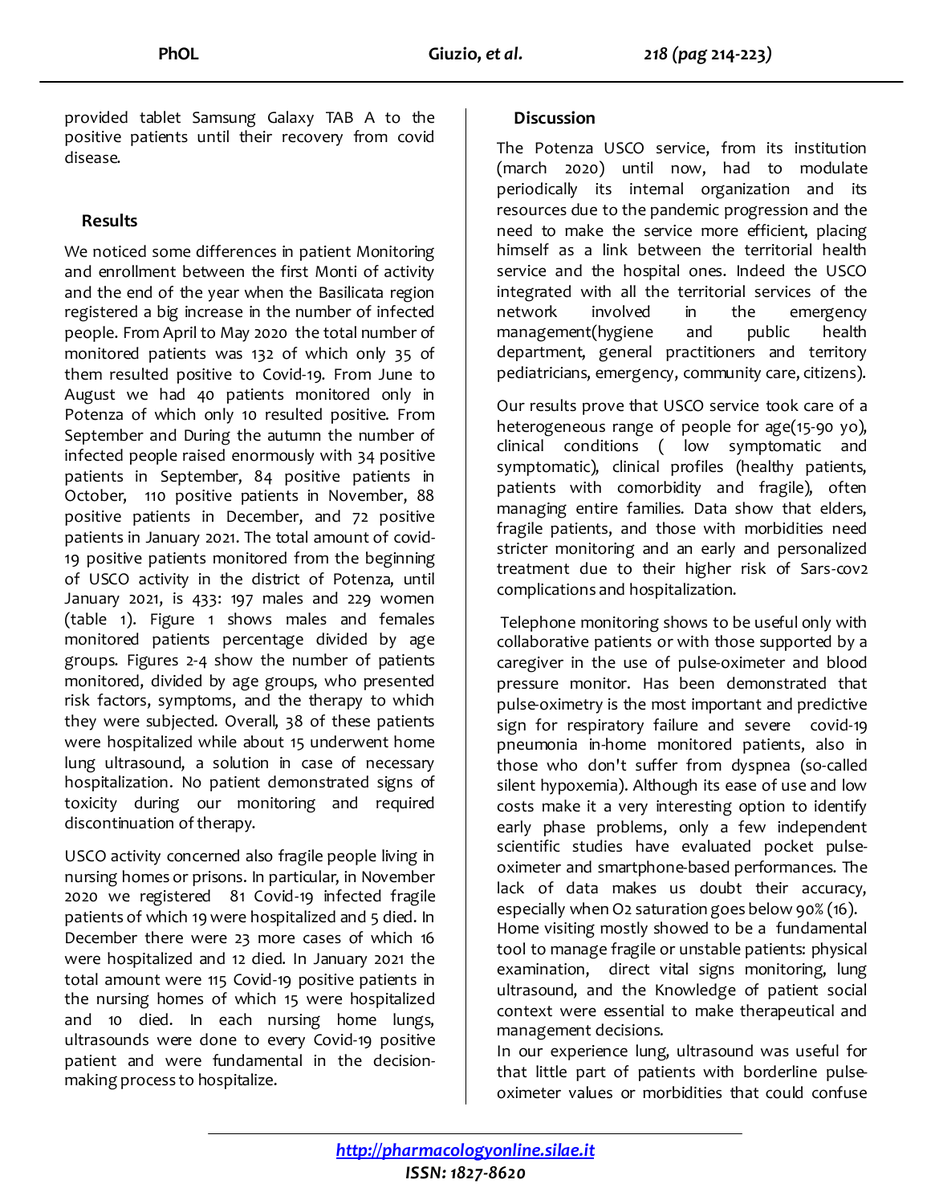provided tablet Samsung Galaxy TAB A to the positive patients until their recovery from covid disease.

## Results

We noticed some differences in patient Monitoring and enrollment between the first Monti of activity and the end of the year when the Basilicata region registered a big increase in the number of infected people. From April to May 2020 the total number of monitored patients was 132 of which only 35 of them resulted positive to Covid-19. From June to August we had 40 patients monitored only in Potenza of which only 10 resulted positive. From September and During the autumn the number of infected people raised enormously with 34 positive patients in September, 84 positive patients in October, 110 positive patients in November, 88 positive patients in December, and 72 positive patients in January 2021. The total amount of covid-19 positive patients monitored from the beginning of USCO activity in the district of Potenza, until January 2021, is 433: 197 males and 229 women (table 1). Figure 1 shows males and females monitored patients percentage divided by age groups. Figures 2-4 show the number of patients monitored, divided by age groups, who presented risk factors, symptoms, and the therapy to which they were subjected. Overall, 38 of these patients were hospitalized while about 15 underwent home lung ultrasound, a solution in case of necessary hospitalization. No patient demonstrated signs of toxicity during our monitoring and required discontinuation of therapy.

USCO activity concerned also fragile people living in nursing homes or prisons. In particular, in November 2020 we registered 81 Covid-19 infected fragile patients of which 19 were hospitalized and 5 died. In December there were 23 more cases of which 16 were hospitalized and 12 died. In January 2021 the total amount were 115 Covid-19 positive patients in the nursing homes of which 15 were hospitalized and 10 died. In each nursing home lungs, ultrasounds were done to every Covid-19 positive patient and were fundamental in the decision-making process to hospitalize.

## Discussion

The Potenza USCO service, from its institution (march 2020) until now, had to modulate periodically its internal organization and its resources due to the pandemic progression and the need to make the service more efficient, placing himself as a link between the territorial health service and the hospital ones. Indeed the USCO integrated with all the territorial services of the network involved in the emergency management(hygiene and public health department, general practitioners and territory pediatricians, emergency, community care, citizens).

Our results prove that USCO service took care of a heterogeneous range of people for age(15-90 yo), clinical conditions ( low symptomatic and symptomatic), clinical profiles (healthy patients, patients with comorbidity and fragile), often managing entire families. Data show that elders, fragile patients, and those with morbidities need stricter monitoring and an early and personalized treatment due to their higher risk of Sars-cov2 complications and hospitalization.

Telephone monitoring shows to be useful only with collaborative patients or with those supported by a caregiver in the use of pulse-oximeter and blood pressure monitor. Has been demonstrated that pulse-oximetry is the most important and predictive sign for respiratory failure and covid-19 pneumonia in-home monitored patients, also in those who don't suffer from dyspnea (so-called silent hypoxemia). Although its ease of use and low costs make it a very interesting option to identify early phase problems, only a few independent scientific studies have evaluated pocket pulse-oximeter and smartphone-based performances. The lack of data makes us doubt their accuracy, especially when O2 saturation goes below 90% (16).

Home visiting mostly showed to be a fundamental tool to manage fragile or unstable patients: physical examination, direct vital signs monitoring, lung ultrasound, and the Knowledge of patient social context were essential to make therapeutical and management decisions.

In our experience lung, ultrasound was useful for that little part of patients with borderline pulse-oximeter values or morbidities that could confuse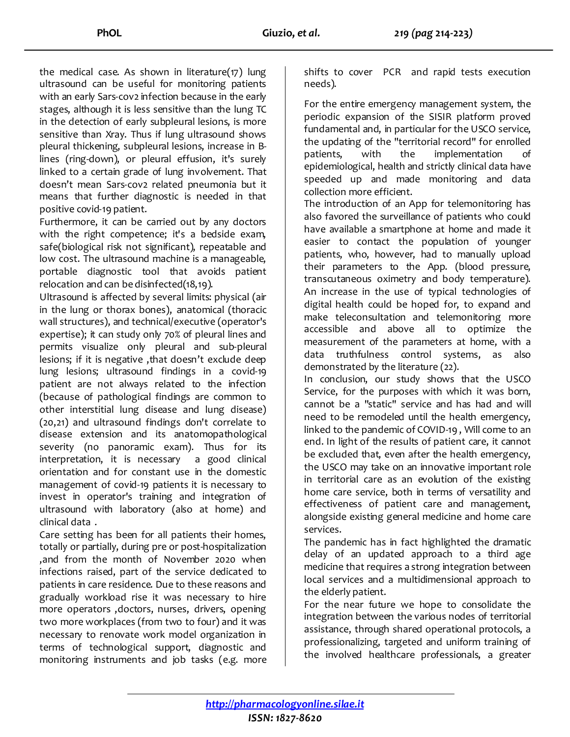the medical case. As shown in literature(17) lung ultrasound can be useful for monitoring patients with an early Sars-cov2 infection because in the early stages, although it is less sensitive than the lung TC in the detection of early subpleural lesions, is more sensitive than Xray. Thus if lung ultrasound shows pleural thickening, subpleural lesions, increase in B-lines (ring-down), or pleural effusion, it's surely linked to a certain grade of lung involvement. That doesn't mean Sars-cov2 related pneumonia but it means that further diagnostic is needed in that positive covid-19 patient.

Furthermore, it can be carried out by any doctors with the right competence; it's a bedside exam, safe(biological risk not significant), repeatable and low cost. The ultrasound machine is a manageable, portable diagnostic tool that avoids patient relocation and can be disinfected(18,19).

Ultrasound is affected by several limits: physical (air in the lung or thorax bones), anatomical (thoracic wall structures), and technical/executive (operator's expertise); it can study only 70% of pleural lines and permits visualize only pleural and sub-pleural lesions; if it is negative ,that doesn't exclude deep lung lesions; ultrasound findings in a covid-19 patient are not always related to the infection (because of pathological findings are common to other interstitial lung disease and lung disease) (20,21) and ultrasound findings don't correlate to disease extension and its anatomopathological severity (no panoramic exam). Thus for its interpretation, it is necessary a good clinical orientation and for constant use in the domestic management of covid-19 patients it is necessary to invest in operator's training and integration of ultrasound with laboratory (also at home) and clinical data .

Care setting has been for all patients their homes, totally or partially, during pre or post-hospitalization ,and from the month of November 2020 when infections raised, part of the service dedicated to patients in care residence. Due to these reasons and gradually workload rise it was necessary to hire more operators ,doctors, nurses, drivers, opening two more workplaces (from two to four) and it was necessary to renovate work model organization in terms of technological support, diagnostic and monitoring instruments and job tasks (e.g. more shifts to cover PCR and rapid tests execution needs).

For the entire emergency management system, the periodic expansion of the SISIR platform proved fundamental and, in particular for the USCO service, the updating of the "territorial record" for enrolled patients, with the implementation of epidemiological, health and strictly clinical data have speeded up and made monitoring and data collection more efficient.

The introduction of an App for telemonitoring has also favored the surveillance of patients who could have available a smartphone at home and made it easier to contact the population of younger patients, who, however, had to manually upload their parameters to the App. (blood pressure, transcutaneous oximetry and body temperature). An increase in the use of typical technologies of digital health could be hoped for, to expand and make teleconsultation and telemonitoring more accessible and above all to optimize the measurement of the parameters at home, with a data truthfulness control systems, as also demonstrated by the literature (22).

In conclusion, our study shows that the USCO Service, for the purposes with which it was born, cannot be a "static" service and has had and will need to be remodeled until the health emergency, linked to the pandemic of COVID-19 , Will come to an end. In light of the results of patient care, it cannot be excluded that, even after the health emergency, the USCO may take on an innovative important role in territorial care as an evolution of the existing home care service, both in terms of versatility and effectiveness of patient care and management, alongside existing general medicine and home care services.

The pandemic has in fact highlighted the dramatic delay of an updated approach to a third age medicine that requires a strong integration between local services and a multidimensional approach to the elderly patient.

For the near future we hope to consolidate the integration between the various nodes of territorial assistance, through shared operational protocols, a professionalizing, targeted and uniform training of the involved healthcare professionals, a greater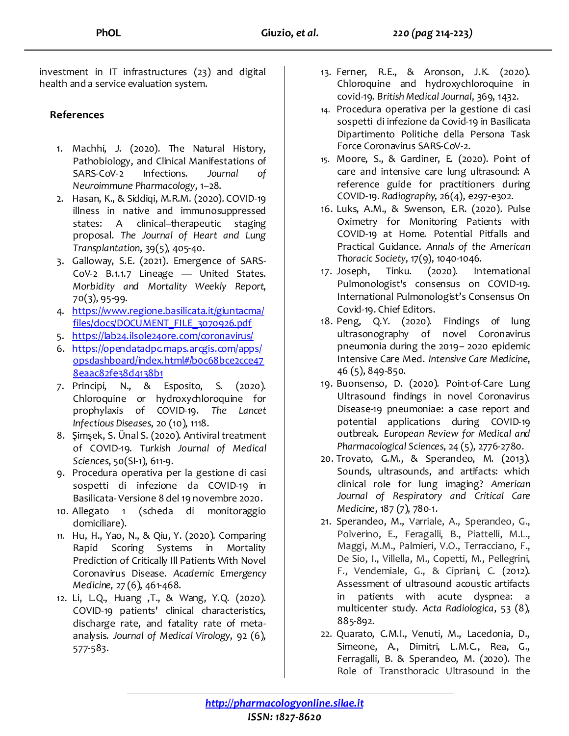investment in IT infrastructures (23) and digital health and a service evaluation system.

## References

1. Machhi, J. (2020). The Natural History, Pathobiology, and Clinical Manifestations of SARS-CoV-2 Infections. *Journal of Neuroimmune Pharmacology*, 1–28.
2. Hasan, K., & Siddiqi, M.R.M. (2020). COVID-19 illness in native and immunosuppressed states: A clinical–therapeutic staging proposal. *The Journal of Heart and Lung Transplantation*, 39(5), 405-40.
3. Galloway, S.E. (2021). Emergence of SARS-CoV-2 B.1.1.7 Lineage — United States. *Morbidity and Mortality Weekly Report*, 70(3), 95-99.
4. https://www.regione.basilicata.it/giuntacma/files/docs/DOCUMENT_FILE_3070926.pdf
5. https://lab24.ilsole24ore.com/coronavirus/
6. https://opendatadpc.maps.arcgis.com/apps/opsdashboard/index.html#/b0c68bce2cce478eaac82fe38d4138b1
7. Principi, N., & Esposito, S. (2020). Chloroquine or hydroxychloroquine for prophylaxis of COVID-19. *The Lancet Infectious Diseases*, 20 (10), 1118.
8. Şimşek, S. Ünal S. (2020). Antiviral treatment of COVID-19. *Turkish Journal of Medical Sciences*, 50(SI-1), 611-9.
9. Procedura operativa per la gestione di casi sospetti di infezione da COVID-19 in Basilicata- Versione 8 del 19 novembre 2020.
10. Allegato 1 (scheda di monitoraggio domiciliare).
11. Hu, H., Yao, N., & Qiu, Y. (2020). Comparing Rapid Scoring Systems in Mortality Prediction of Critically Ill Patients With Novel Coronavirus Disease. *Academic Emergency Medicine*, 27 (6), 461-468.
12. Li, L.Q., Huang ,T., & Wang, Y.Q. (2020). COVID-19 patients' clinical characteristics, discharge rate, and fatality rate of meta-analysis. *Journal of Medical Virology*, 92 (6), 577-583.
13. Ferner, R.E., & Aronson, J.K. (2020). Chloroquine and hydroxychloroquine in covid-19. *British Medical Journal*, 369, 1432.
14. Procedura operativa per la gestione di casi sospetti di infezione da Covid-19 in Basilicata Dipartimento Politiche della Persona Task Force Coronavirus SARS-CoV-2.
15. Moore, S., & Gardiner, E. (2020). Point of care and intensive care lung ultrasound: A reference guide for practitioners during COVID-19. *Radiography*, 26(4), e297-e302.
16. Luks, A.M., & Swenson, E.R. (2020). Pulse Oximetry for Monitoring Patients with COVID-19 at Home. Potential Pitfalls and Practical Guidance. *Annals of the American Thoracic Society*, 17(9), 1040-1046.
17. Joseph, Tinku. (2020). International Pulmonologist's consensus on COVID-19. International Pulmonologist's Consensus On Covid-19. Chief Editors.
18. Peng, Q.Y. (2020). Findings of lung ultrasonography of novel Coronavirus pneumonia during the 2019– 2020 epidemic Intensive Care Med. *Intensive Care Medicine*, 46 (5), 849-850.
19. Buonsenso, D. (2020). Point-of-Care Lung Ultrasound findings in novel Coronavirus Disease-19 pneumoniae: a case report and potential applications during COVID-19 outbreak. *European Review for Medical and Pharmacological Sciences*, 24 (5), 2776-2780.
20. Trovato, G.M., & Sperandeo, M. (2013). Sounds, ultrasounds, and artifacts: which clinical role for lung imaging? *American Journal of Respiratory and Critical Care Medicine*, 187 (7), 780-1.
21. Sperandeo, M., Varriale, A., Sperandeo, G., Polverino, E., Feragalli, B., Piattelli, M.L., Maggi, M.M., Palmieri, V.O., Terracciano, F., De Sio, I., Villella, M., Copetti, M., Pellegrini, F., Vendemiale, G., & Cipriani, C. (2012). Assessment of ultrasound acoustic artifacts in patients with acute dyspnea: a multicenter study. *Acta Radiologica*, 53 (8), 885-892.
22. Quarato, C.M.I., Venuti, M., Lacedonia, D., Simeone, A., Dimitri, L.M.C., Rea, G., Ferragalli, B. & Sperandeo, M. (2020). The Role of Transthoracic Ultrasound in the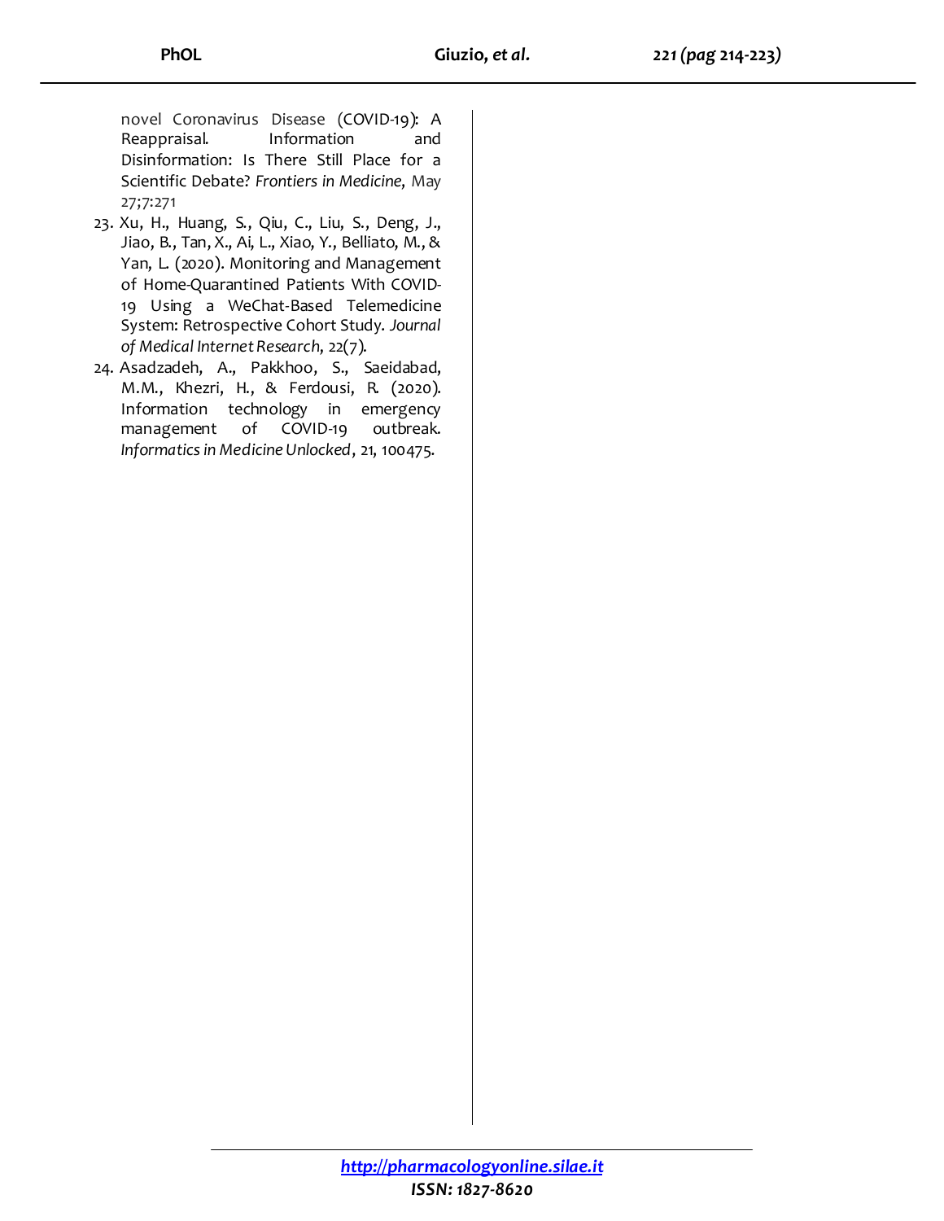novel Coronavirus Disease (COVID-19): A Reappraisal. Information and Disinformation: Is There Still Place for a Scientific Debate? *Frontiers in Medicine*, May 27;7:271

23. Xu, H., Huang, S., Qiu, C., Liu, S., Deng, J., Jiao, B., Tan, X., Ai, L., Xiao, Y., Belliato, M., & Yan, L. (2020). Monitoring and Management of Home-Quarantined Patients With COVID-19 Using a WeChat-Based Telemedicine System: Retrospective Cohort Study. *Journal of Medical Internet Research*, 22(7).
24. Asadzadeh, A., Pakkhoo, S., Saeidabad, M.M., Khezri, H., & Ferdousi, R. (2020). Information technology in emergency management of COVID-19 outbreak. *Informatics in Medicine Unlocked*, 21, 100475.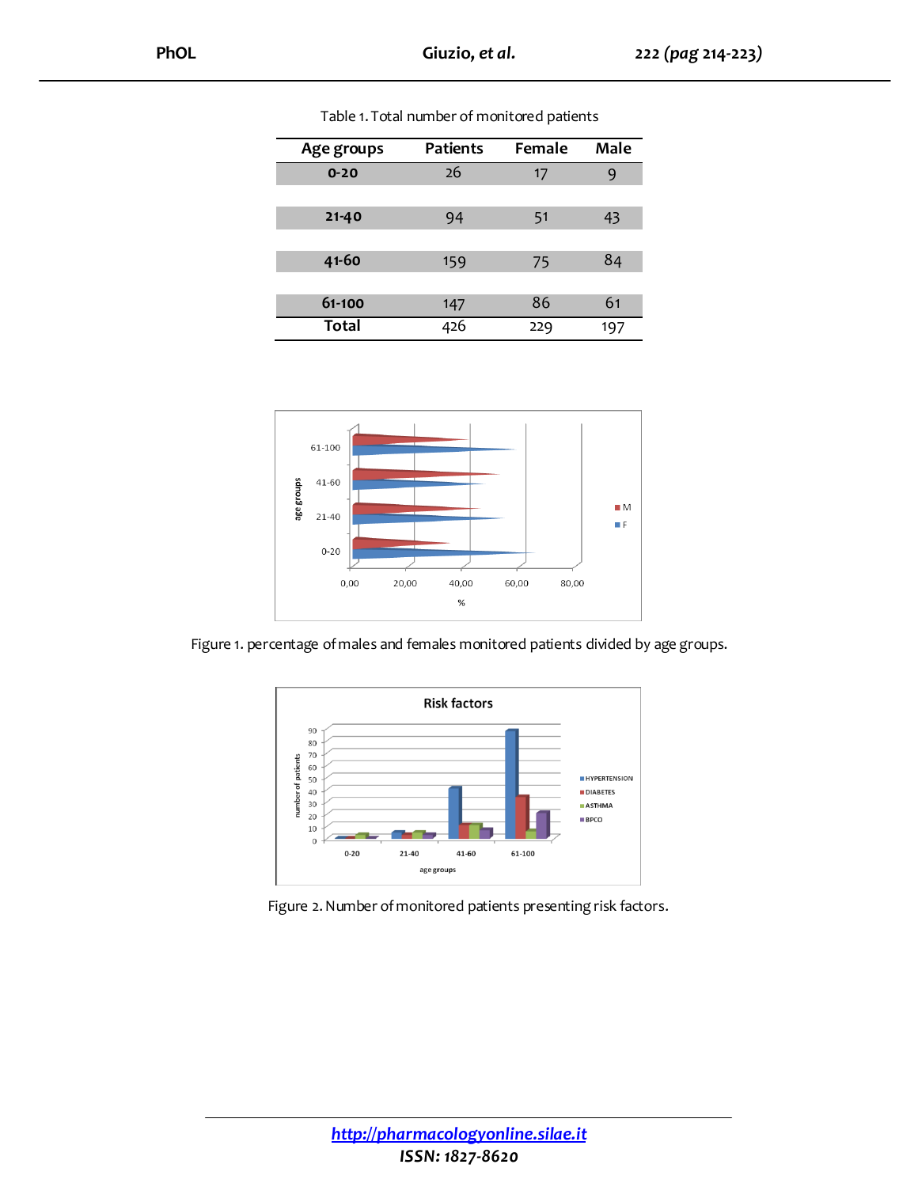Table 1. Total number of monitored patients

| Age groups | Patients | Female | Male |
|---|---|---|---|
| **0-20** | 26 | 17 | 9 |
| **21-40** | 94 | 51 | 43 |
| **41-60** | 159 | 75 | 84 |
| **61-100** | 147 | 86 | 61 |
| **Total** | 426 | 229 | 197 |

Figure 1. percentage of males and females monitored patients divided by age groups.

Figure 2. Number of monitored patients presenting risk factors.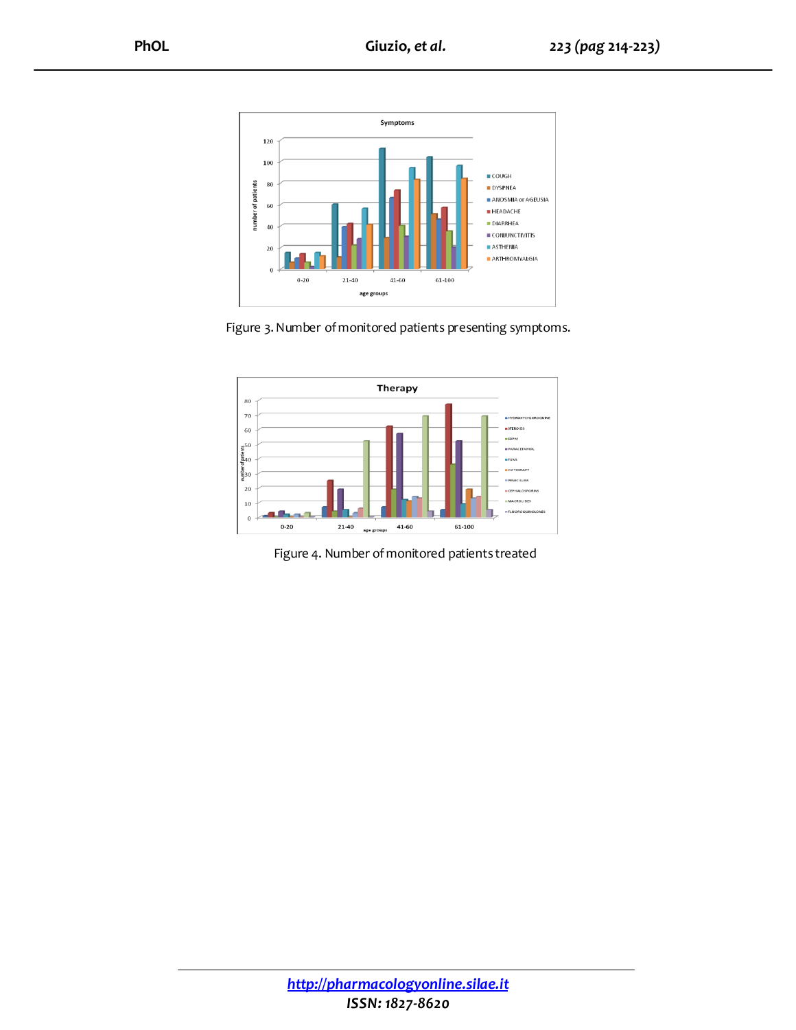Symptoms

120
100
80
60
40
20
0

number of patients

0-20
21-40
41-60
61-100

age groups

COUGH
DYSPNEA
ANOSMIA or AGEUSIA
HEADACHE
DIARRHEA
CONJUNCTIVITIS
ASTHENIA
ARTHROMYALGIA

Figure 3. Number of monitored patients presenting symptoms.

Therapy

80
70
60
50
40
30
20
10
0

number of patients

0-20
21-40
41-60
61-100

age groups

HYDROXYCHLOROQUINE
STEROIDS
EBPM
PARACETAMOL
FANS
O2 THERAPY
PENICILLINS
CEPHALOSPORINS
MACROLIDES
FLUOROQUINOLONES

Figure 4. Number of monitored patients treated